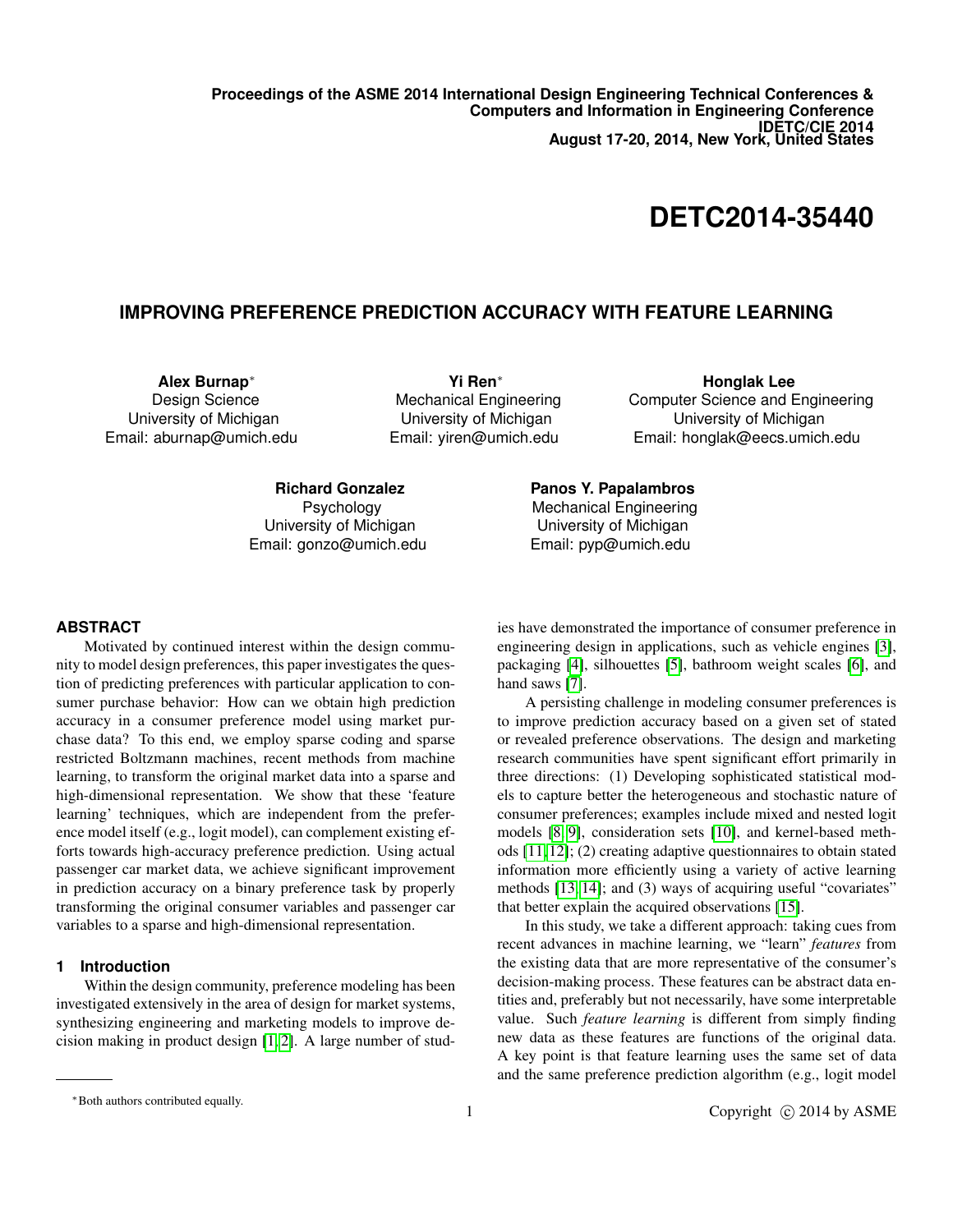Proceedings of the ASME 2014 International Design Engineering Technical Conferences & Computers and Information in Engineering Conference
IDETC/CIE 2014
August 17-20, 2014, New York, United States

# DETC2014-35440

## IMPROVING PREFERENCE PREDICTION ACCURACY WITH FEATURE LEARNING

**Alex Burnap**[*]
Design Science
University of Michigan
Email: aburnap@umich.edu

**Yi Ren**[*]
Mechanical Engineering
University of Michigan
Email: yiren@umich.edu

**Honglak Lee**
Computer Science and Engineering
University of Michigan
Email: honglak@eecs.umich.edu

**Richard Gonzalez**
Psychology
University of Michigan
Email: gonzo@umich.edu

**Panos Y. Papalambros**
Mechanical Engineering
University of Michigan
Email: pyp@umich.edu

### ABSTRACT

Motivated by continued interest within the design community to model design preferences, this paper investigates the question of predicting preferences with particular application to consumer purchase behavior: How can we obtain high prediction accuracy in a consumer preference model using market purchase data? To this end, we employ sparse coding and sparse restricted Boltzmann machines, recent methods from machine learning, to transform the original market data into a sparse and high-dimensional representation. We show that these 'feature learning' techniques, which are independent from the preference model itself (e.g., logit model), can complement existing efforts towards high-accuracy preference prediction. Using actual passenger car market data, we achieve significant improvement in prediction accuracy on a binary preference task by properly transforming the original consumer variables and passenger car variables to a sparse and high-dimensional representation.

## 1 Introduction

Within the design community, preference modeling has been investigated extensively in the area of design for market systems, synthesizing engineering and marketing models to improve decision making in product design [1, 2]. A large number of studies have demonstrated the importance of consumer preference in engineering design in applications, such as vehicle engines [3], packaging [4], silhouettes [5], bathroom weight scales [6], and hand saws [7].

A persisting challenge in modeling consumer preferences is to improve prediction accuracy based on a given set of stated or revealed preference observations. The design and marketing research communities have spent significant effort primarily in three directions: (1) Developing sophisticated statistical models to capture better the heterogeneous and stochastic nature of consumer preferences; examples include mixed and nested logit models [8, 9], consideration sets [10], and kernel-based methods [11, 12]; (2) creating adaptive questionnaires to obtain stated information more efficiently using a variety of active learning methods [13, 14]; and (3) ways of acquiring useful "covariates" that better explain the acquired observations [15].

In this study, we take a different approach: taking cues from recent advances in machine learning, we "learn" *features* from the existing data that are more representative of the consumer's decision-making process. These features can be abstract data entities and, preferably but not necessarily, have some interpretable value. Such *feature learning* is different from simply finding new data as these features are functions of the original data. A key point is that feature learning uses the same set of data and the same preference prediction algorithm (e.g., logit model

[*] Both authors contributed equally.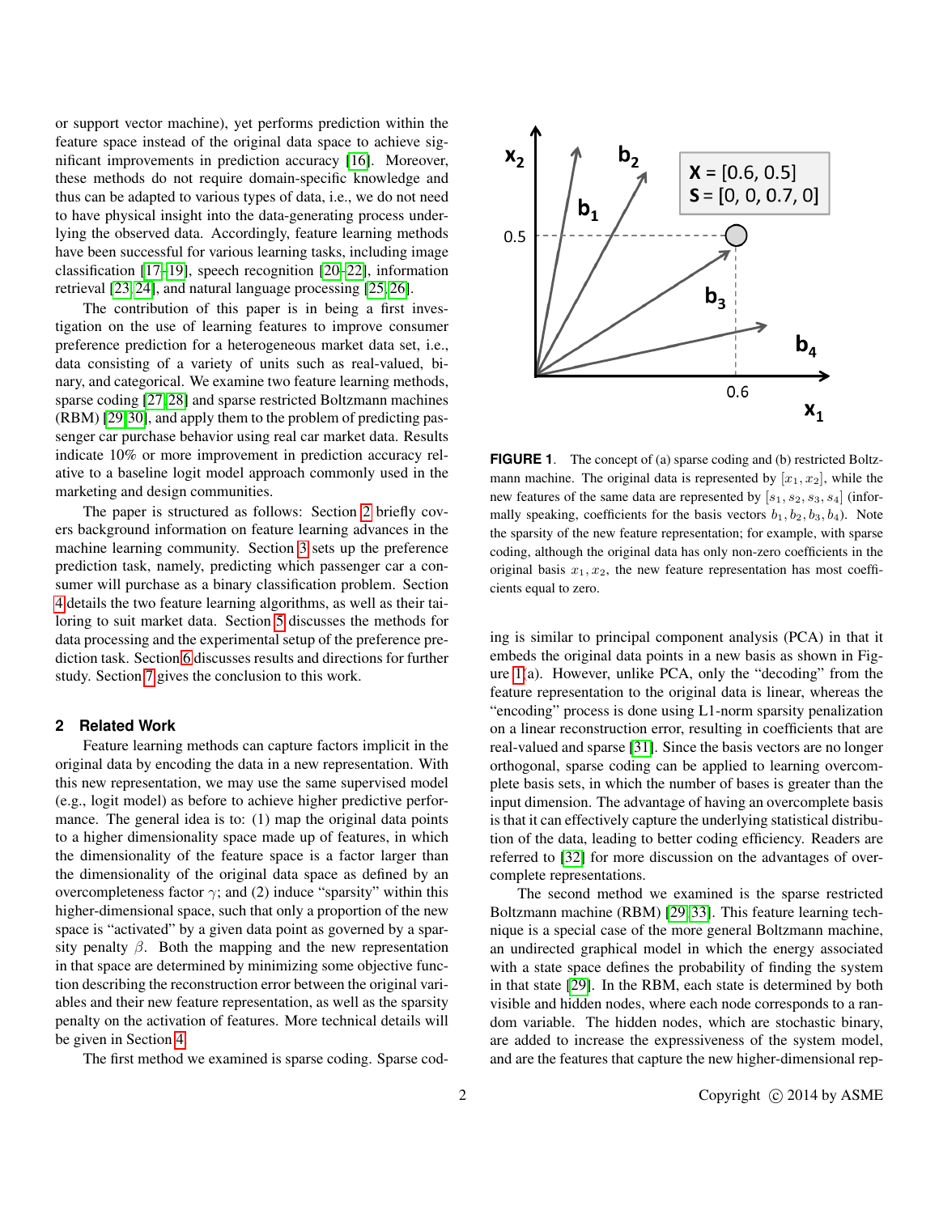or support vector machine), yet performs prediction within the feature space instead of the original data space to achieve significant improvements in prediction accuracy [16]. Moreover, these methods do not require domain-specific knowledge and thus can be adapted to various types of data, i.e., we do not need to have physical insight into the data-generating process underlying the observed data. Accordingly, feature learning methods have been successful for various learning tasks, including image classification [17–19], speech recognition [20–22], information retrieval [23, 24], and natural language processing [25, 26].

The contribution of this paper is in being a first investigation on the use of learning features to improve consumer preference prediction for a heterogeneous market data set, i.e., data consisting of a variety of units such as real-valued, binary, and categorical. We examine two feature learning methods, sparse coding [27, 28] and sparse restricted Boltzmann machines (RBM) [29, 30], and apply them to the problem of predicting passenger car purchase behavior using real car market data. Results indicate 10% or more improvement in prediction accuracy relative to a baseline logit model approach commonly used in the marketing and design communities.

The paper is structured as follows: Section 2 briefly covers background information on feature learning advances in the machine learning community. Section 3 sets up the preference prediction task, namely, predicting which passenger car a consumer will purchase as a binary classification problem. Section 4 details the two feature learning algorithms, as well as their tailoring to suit market data. Section 5 discusses the methods for data processing and the experimental setup of the preference prediction task. Section 6 discusses results and directions for further study. Section 7 gives the conclusion to this work.

## 2 Related Work

Feature learning methods can capture factors implicit in the original data by encoding the data in a new representation. With this new representation, we may use the same supervised model (e.g., logit model) as before to achieve higher predictive performance. The general idea is to: (1) map the original data points to a higher dimensionality space made up of features, in which the dimensionality of the feature space is a factor larger than the dimensionality of the original data space as defined by an overcompleteness factor $\gamma$; and (2) induce "sparsity" within this higher-dimensional space, such that only a proportion of the new space is "activated" by a given data point as governed by a sparsity penalty $\beta$. Both the mapping and the new representation in that space are determined by minimizing some objective function describing the reconstruction error between the original variables and their new feature representation, as well as the sparsity penalty on the activation of features. More technical details will be given in Section 4.

The first method we examined is sparse coding. Sparse coding is similar to principal component analysis (PCA) in that it embeds the original data points in a new basis as shown in Figure 1(a). However, unlike PCA, only the "decoding" from the feature representation to the original data is linear, whereas the "encoding" process is done using L1-norm sparsity penalization on a linear reconstruction error, resulting in coefficients that are real-valued and sparse [31]. Since the basis vectors are no longer orthogonal, sparse coding can be applied to learning overcomplete basis sets, in which the number of bases is greater than the input dimension. The advantage of having an overcomplete basis is that it can effectively capture the underlying statistical distribution of the data, leading to better coding efficiency. Readers are referred to [32] for more discussion on the advantages of overcomplete representations.

The second method we examined is the sparse restricted Boltzmann machine (RBM) [29, 33]. This feature learning technique is a special case of the more general Boltzmann machine, an undirected graphical model in which the energy associated with a state space defines the probability of finding the system in that state [29]. In the RBM, each state is determined by both visible and hidden nodes, where each node corresponds to a random variable. The hidden nodes, which are stochastic binary, are added to increase the expressiveness of the system model, and are the features that capture the new higher-dimensional rep-

**FIGURE 1**. The concept of (a) sparse coding and (b) restricted Boltzmann machine. The original data is represented by $[x_1, x_2]$, while the new features of the same data are represented by $[s_1, s_2, s_3, s_4]$ (informally speaking, coefficients for the basis vectors $b_1, b_2, b_3, b_4$). Note the sparsity of the new feature representation; for example, with sparse coding, although the original data has only non-zero coefficients in the original basis $x_1, x_2$, the new feature representation has most coefficients equal to zero.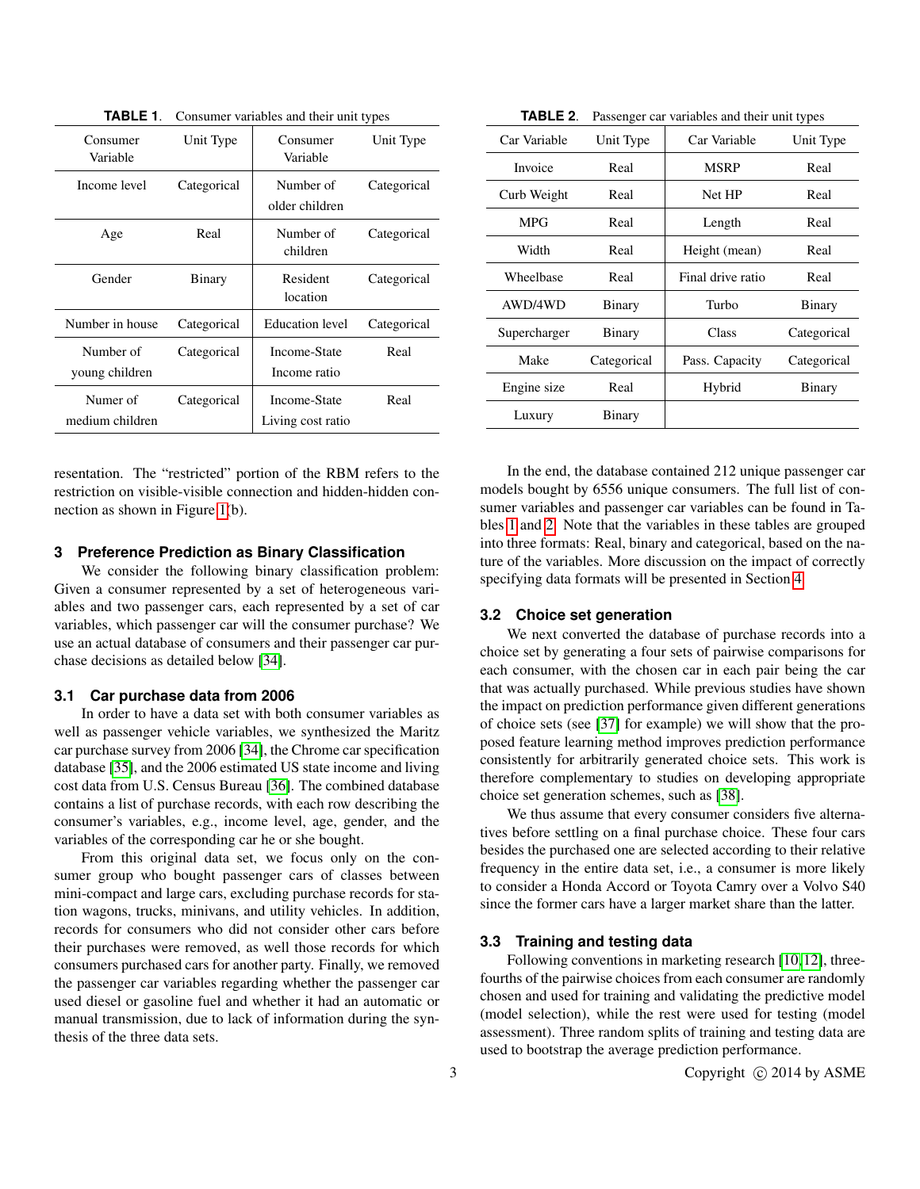**TABLE 1.** Consumer variables and their unit types

| Consumer Variable | Unit Type | Consumer Variable | Unit Type |
|---|---|---|---|
| Income level | Categorical | Number of older children | Categorical |
| Age | Real | Number of children | Categorical |
| Gender | Binary | Resident location | Categorical |
| Number in house | Categorical | Education level | Categorical |
| Number of young children | Categorical | Income-State Income ratio | Real |
| Numer of medium children | Categorical | Income-State Living cost ratio | Real |

**TABLE 2.** Passenger car variables and their unit types

| Car Variable | Unit Type | Car Variable | Unit Type |
|---|---|---|---|
| Invoice | Real | MSRP | Real |
| Curb Weight | Real | Net HP | Real |
| MPG | Real | Length | Real |
| Width | Real | Height (mean) | Real |
| Wheelbase | Real | Final drive ratio | Real |
| AWD/4WD | Binary | Turbo | Binary |
| Supercharger | Binary | Class | Categorical |
| Make | Categorical | Pass. Capacity | Categorical |
| Engine size | Real | Hybrid | Binary |
| Luxury | Binary | | |

resentation. The "restricted" portion of the RBM refers to the restriction on visible-visible connection and hidden-hidden connection as shown in Figure 1(b).

## 3 Preference Prediction as Binary Classification

We consider the following binary classification problem: Given a consumer represented by a set of heterogeneous variables and two passenger cars, each represented by a set of car variables, which passenger car will the consumer purchase? We use an actual database of consumers and their passenger car purchase decisions as detailed below [34].

### 3.1 Car purchase data from 2006

In order to have a data set with both consumer variables as well as passenger vehicle variables, we synthesized the Maritz car purchase survey from 2006 [34], the Chrome car specification database [35], and the 2006 estimated US state income and living cost data from U.S. Census Bureau [36]. The combined database contains a list of purchase records, with each row describing the consumer's variables, e.g., income level, age, gender, and the variables of the corresponding car he or she bought.

From this original data set, we focus only on the consumer group who bought passenger cars of classes between mini-compact and large cars, excluding purchase records for station wagons, trucks, minivans, and utility vehicles. In addition, records for consumers who did not consider other cars before their purchases were removed, as well those records for which consumers purchased cars for another party. Finally, we removed the passenger car variables regarding whether the passenger car used diesel or gasoline fuel and whether it had an automatic or manual transmission, due to lack of information during the synthesis of the three data sets.

In the end, the database contained 212 unique passenger car models bought by 6556 unique consumers. The full list of consumer variables and passenger car variables can be found in Tables 1 and 2. Note that the variables in these tables are grouped into three formats: Real, binary and categorical, based on the nature of the variables. More discussion on the impact of correctly specifying data formats will be presented in Section 4.

### 3.2 Choice set generation

We next converted the database of purchase records into a choice set by generating a four sets of pairwise comparisons for each consumer, with the chosen car in each pair being the car that was actually purchased. While previous studies have shown the impact on prediction performance given different generations of choice sets (see [37] for example) we will show that the proposed feature learning method improves prediction performance consistently for arbitrarily generated choice sets. This work is therefore complementary to studies on developing appropriate choice set generation schemes, such as [38].

We thus assume that every consumer considers five alternatives before settling on a final purchase choice. These four cars besides the purchased one are selected according to their relative frequency in the entire data set, i.e., a consumer is more likely to consider a Honda Accord or Toyota Camry over a Volvo S40 since the former cars have a larger market share than the latter.

### 3.3 Training and testing data

Following conventions in marketing research [10, 12], three-fourths of the pairwise choices from each consumer are randomly chosen and used for training and validating the predictive model (model selection), while the rest were used for testing (model assessment). Three random splits of training and testing data are used to bootstrap the average prediction performance.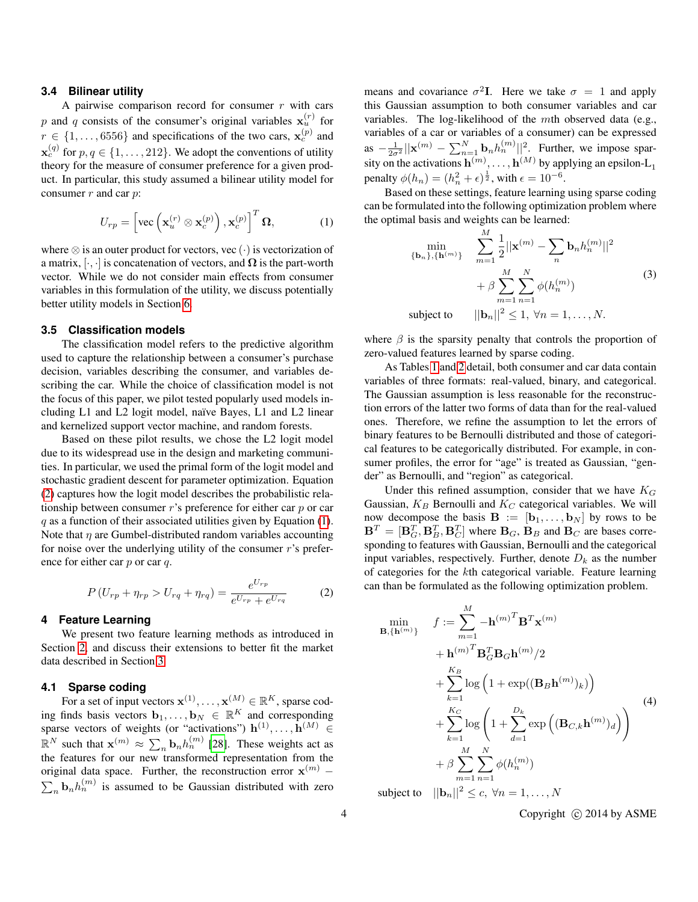### 3.4 Bilinear utility

A pairwise comparison record for consumer $r$ with cars $p$ and $q$ consists of the consumer's original variables $\mathbf{x}_u^{(r)}$ for $r \in \{1,\ldots,6556\}$ and specifications of the two cars, $\mathbf{x}_c^{(p)}$ and $\mathbf{x}_c^{(q)}$ for $p, q \in \{1,\ldots,212\}$. We adopt the conventions of utility theory for the measure of consumer preference for a given product. In particular, this study assumed a bilinear utility model for consumer $r$ and car $p$:

$$U_{rp} = \left[\mathrm{vec}\left(\mathbf{x}_u^{(r)} \otimes \mathbf{x}_c^{(p)}\right), \mathbf{x}_c^{(p)}\right]^T \mathbf{\Omega}, \tag{1}$$

where $\otimes$ is an outer product for vectors, vec $(\cdot)$ is vectorization of a matrix, $[\cdot,\cdot]$ is concatenation of vectors, and $\mathbf{\Omega}$ is the part-worth vector. While we do not consider main effects from consumer variables in this formulation of the utility, we discuss potentially better utility models in Section 6.

### 3.5 Classification models

The classification model refers to the predictive algorithm used to capture the relationship between a consumer's purchase decision, variables describing the consumer, and variables describing the car. While the choice of classification model is not the focus of this paper, we pilot tested popularly used models including L1 and L2 logit model, naïve Bayes, L1 and L2 linear and kernelized support vector machine, and random forests.

Based on these pilot results, we chose the L2 logit model due to its widespread use in the design and marketing communities. In particular, we used the primal form of the logit model and stochastic gradient descent for parameter optimization. Equation (2) captures how the logit model describes the probabilistic relationship between consumer $r$'s preference for either car $p$ or car $q$ as a function of their associated utilities given by Equation (1). Note that $\eta$ are Gumbel-distributed random variables accounting for noise over the underlying utility of the consumer $r$'s preference for either car $p$ or car $q$.

$$P\left(U_{rp} + \eta_{rp} > U_{rq} + \eta_{rq}\right) = \frac{e^{U_{rp}}}{e^{U_{rp}} + e^{U_{rq}}} \tag{2}$$

## 4 Feature Learning

We present two feature learning methods as introduced in Section 2, and discuss their extensions to better fit the market data described in Section 3.

### 4.1 Sparse coding

For a set of input vectors $\mathbf{x}^{(1)},\ldots,\mathbf{x}^{(M)} \in \mathbb{R}^K$, sparse coding finds basis vectors $\mathbf{b}_1,\ldots,\mathbf{b}_N \in \mathbb{R}^K$ and corresponding sparse vectors of weights (or "activations") $\mathbf{h}^{(1)},\ldots,\mathbf{h}^{(M)} \in \mathbb{R}^N$ such that $\mathbf{x}^{(m)} \approx \sum_n \mathbf{b}_n h_n^{(m)}$ [28]. These weights act as the features for our new transformed representation from the original data space. Further, the reconstruction error $\mathbf{x}^{(m)} - \sum_n \mathbf{b}_n h_n^{(m)}$ is assumed to be Gaussian distributed with zero means and covariance $\sigma^2\mathbf{I}$. Here we take $\sigma = 1$ and apply this Gaussian assumption to both consumer variables and car variables. The log-likelihood of the $m$th observed data (e.g., variables of a car or variables of a consumer) can be expressed as $-\frac{1}{2\sigma^2}||\mathbf{x}^{(m)} - \sum_{n=1}^N \mathbf{b}_n h_n^{(m)}||^2$. Further, we impose sparsity on the activations $\mathbf{h}^{(m)},\ldots,\mathbf{h}^{(M)}$ by applying an epsilon-L$_1$ penalty $\phi(h_n) = (h_n^2 + \epsilon)^{\frac{1}{2}}$, with $\epsilon = 10^{-6}$.

Based on these settings, feature learning using sparse coding can be formulated into the following optimization problem where the optimal basis and weights can be learned:

$$\begin{aligned}
\min_{\{\mathbf{b}_n\},\{\mathbf{h}^{(m)}\}} \quad & \sum_{m=1}^{M} \frac{1}{2}||\mathbf{x}^{(m)} - \sum_n \mathbf{b}_n h_n^{(m)}||^2 \\
& + \beta \sum_{m=1}^{M}\sum_{n=1}^{N} \phi(h_n^{(m)}) \\
\text{subject to} \quad & ||\mathbf{b}_n||^2 \leq 1, \ \forall n = 1,\ldots,N.
\end{aligned} \tag{3}$$

where $\beta$ is the sparsity penalty that controls the proportion of zero-valued features learned by sparse coding.

As Tables 1 and 2 detail, both consumer and car data contain variables of three formats: real-valued, binary, and categorical. The Gaussian assumption is less reasonable for the reconstruction errors of the latter two forms of data than for the real-valued ones. Therefore, we refine the assumption to let the errors of binary features to be Bernoulli distributed and those of categorical features to be categorically distributed. For example, in consumer profiles, the error for "age" is treated as Gaussian, "gender" as Bernoulli, and "region" as categorical.

Under this refined assumption, consider that we have $K_G$ Gaussian, $K_B$ Bernoulli and $K_C$ categorical variables. We will now decompose the basis $\mathbf{B} := [\mathbf{b}_1,\ldots,\mathbf{b}_N]$ by rows to be $\mathbf{B}^T = [\mathbf{B}_G^T, \mathbf{B}_B^T, \mathbf{B}_C^T]$ where $\mathbf{B}_G$, $\mathbf{B}_B$ and $\mathbf{B}_C$ are bases corresponding to features with Gaussian, Bernoulli and the categorical input variables, respectively. Further, denote $D_k$ as the number of categories for the $k$th categorical variable. Feature learning can than be formulated as the following optimization problem.

$$\begin{aligned}
\min_{\mathbf{B},\{\mathbf{h}^{(m)}\}} \quad & f := \sum_{m=1}^{M} -\mathbf{h}^{(m)T}\mathbf{B}^T\mathbf{x}^{(m)} \\
& + \mathbf{h}^{(m)T}\mathbf{B}_G^T\mathbf{B}_G\mathbf{h}^{(m)}/2 \\
& + \sum_{k=1}^{K_B} \log\left(1 + \exp((\mathbf{B}_B\mathbf{h}^{(m)})_k)\right) \\
& + \sum_{k=1}^{K_C} \log\left(1 + \sum_{d=1}^{D_k} \exp\left((\mathbf{B}_{C,k}\mathbf{h}^{(m)})_d\right)\right) \\
& + \beta \sum_{m=1}^{M}\sum_{n=1}^{N} \phi(h_n^{(m)}) \\
\text{subject to} \quad & ||\mathbf{b}_n||^2 \leq c, \ \forall n = 1,\ldots,N
\end{aligned} \tag{4}$$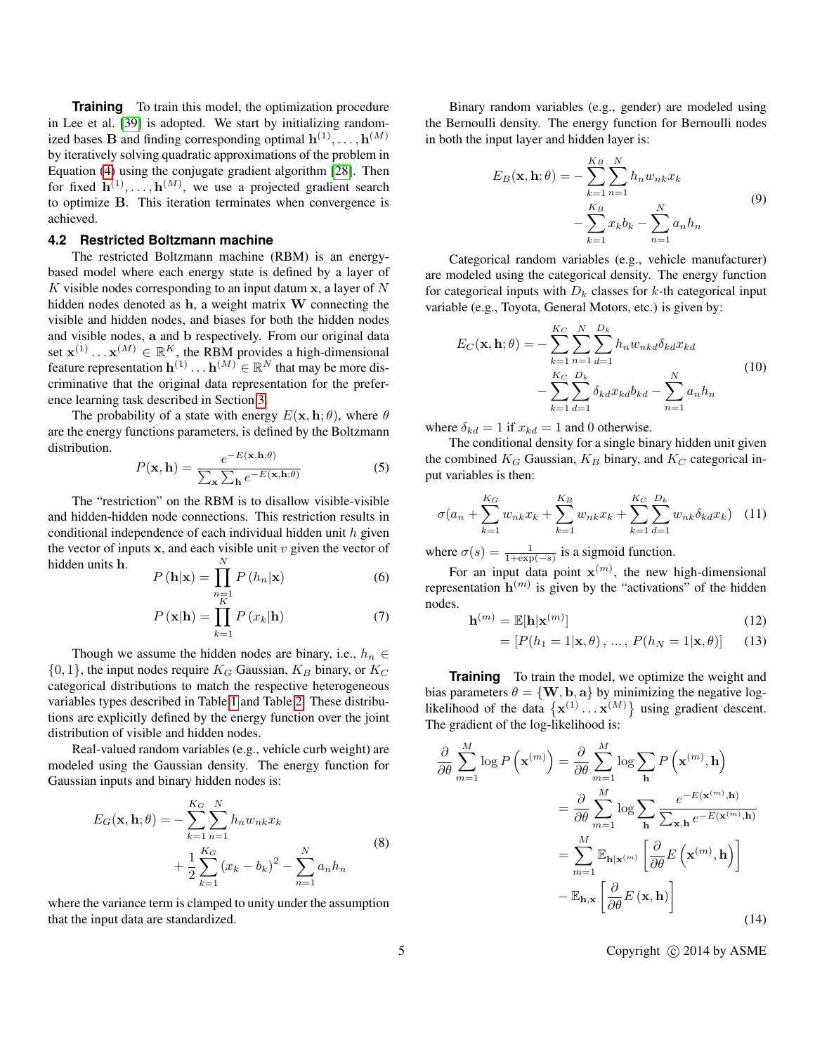**Training** To train this model, the optimization procedure in Lee et al. [39] is adopted. We start by initializing randomized bases $\mathbf{B}$ and finding corresponding optimal $\mathbf{h}^{(1)}, \ldots, \mathbf{h}^{(M)}$ by iteratively solving quadratic approximations of the problem in Equation (4) using the conjugate gradient algorithm [28]. Then for fixed $\mathbf{h}^{(1)}, \ldots, \mathbf{h}^{(M)}$, we use a projected gradient search to optimize $\mathbf{B}$. This iteration terminates when convergence is achieved.

### 4.2 Restricted Boltzmann machine

The restricted Boltzmann machine (RBM) is an energy-based model where each energy state is defined by a layer of $K$ visible nodes corresponding to an input datum $\mathbf{x}$, a layer of $N$ hidden nodes denoted as $\mathbf{h}$, a weight matrix $\mathbf{W}$ connecting the visible and hidden nodes, and biases for both the hidden nodes and visible nodes, $\mathbf{a}$ and $\mathbf{b}$ respectively. From our original data set $\mathbf{x}^{(1)} \ldots \mathbf{x}^{(M)} \in \mathbb{R}^K$, the RBM provides a high-dimensional feature representation $\mathbf{h}^{(1)} \ldots \mathbf{h}^{(M)} \in \mathbb{R}^N$ that may be more discriminative that the original data representation for the preference learning task described in Section 3.

The probability of a state with energy $E(\mathbf{x}, \mathbf{h}; \theta)$, where $\theta$ are the energy functions parameters, is defined by the Boltzmann distribution.

$$P(\mathbf{x}, \mathbf{h}) = \frac{e^{-E(\mathbf{x}, \mathbf{h}; \theta)}}{\sum_{\mathbf{x}} \sum_{\mathbf{h}} e^{-E(\mathbf{x}, \mathbf{h}; \theta)}} \tag{5}$$

The "restriction" on the RBM is to disallow visible-visible and hidden-hidden node connections. This restriction results in conditional independence of each individual hidden unit $h$ given the vector of inputs $\mathbf{x}$, and each visible unit $v$ given the vector of hidden units $\mathbf{h}$.

$$P(\mathbf{h}|\mathbf{x}) = \prod_{n=1}^{N} P(h_n|\mathbf{x}) \tag{6}$$

$$P(\mathbf{x}|\mathbf{h}) = \prod_{k=1}^{K} P(x_k|\mathbf{h}) \tag{7}$$

Though we assume the hidden nodes are binary, i.e., $h_n \in \{0, 1\}$, the input nodes require $K_G$ Gaussian, $K_B$ binary, or $K_C$ categorical distributions to match the respective heterogeneous variables types described in Table 1 and Table 2. These distributions are explicitly defined by the energy function over the joint distribution of visible and hidden nodes.

Real-valued random variables (e.g., vehicle curb weight) are modeled using the Gaussian density. The energy function for Gaussian inputs and binary hidden nodes is:

$$\begin{aligned} E_G(\mathbf{x}, \mathbf{h}; \theta) = &- \sum_{k=1}^{K_G} \sum_{n=1}^{N} h_n w_{nk} x_k \\ &+ \frac{1}{2} \sum_{k=1}^{K_G} (x_k - b_k)^2 - \sum_{n=1}^{N} a_n h_n \end{aligned} \tag{8}$$

where the variance term is clamped to unity under the assumption that the input data are standardized.

Binary random variables (e.g., gender) are modeled using the Bernoulli density. The energy function for Bernoulli nodes in both the input layer and hidden layer is:

$$\begin{aligned} E_B(\mathbf{x}, \mathbf{h}; \theta) = &- \sum_{k=1}^{K_B} \sum_{n=1}^{N} h_n w_{nk} x_k \\ &- \sum_{k=1}^{K_B} x_k b_k - \sum_{n=1}^{N} a_n h_n \end{aligned} \tag{9}$$

Categorical random variables (e.g., vehicle manufacturer) are modeled using the categorical density. The energy function for categorical inputs with $D_k$ classes for $k$-th categorical input variable (e.g., Toyota, General Motors, etc.) is given by:

$$\begin{aligned} E_C(\mathbf{x}, \mathbf{h}; \theta) = &- \sum_{k=1}^{K_C} \sum_{n=1}^{N} \sum_{d=1}^{D_k} h_n w_{nkd} \delta_{kd} x_{kd} \\ &- \sum_{k=1}^{K_C} \sum_{d=1}^{D_k} \delta_{kd} x_{kd} b_{kd} - \sum_{n=1}^{N} a_n h_n \end{aligned} \tag{10}$$

where $\delta_{kd} = 1$ if $x_{kd} = 1$ and 0 otherwise.

The conditional density for a single binary hidden unit given the combined $K_G$ Gaussian, $K_B$ binary, and $K_C$ categorical input variables is then:

$$\sigma(a_n + \sum_{k=1}^{K_G} w_{nk} x_k + \sum_{k=1}^{K_B} w_{nk} x_k + \sum_{k=1}^{K_C} \sum_{d=1}^{D_k} w_{nk} \delta_{kd} x_k) \tag{11}$$

where $\sigma(s) = \frac{1}{1+\exp(-s)}$ is a sigmoid function.

For an input data point $\mathbf{x}^{(m)}$, the new high-dimensional representation $\mathbf{h}^{(m)}$ is given by the "activations" of the hidden nodes.

$$\mathbf{h}^{(m)} = \mathbb{E}[\mathbf{h}|\mathbf{x}^{(m)}] \tag{12}$$

$$= [P(h_1 = 1|\mathbf{x}, \theta), \ldots, P(h_N = 1|\mathbf{x}, \theta)] \tag{13}$$

**Training** To train the model, we optimize the weight and bias parameters $\theta = \{\mathbf{W}, \mathbf{b}, \mathbf{a}\}$ by minimizing the negative log-likelihood of the data $\{\mathbf{x}^{(1)} \ldots \mathbf{x}^{(M)}\}$ using gradient descent. The gradient of the log-likelihood is:

$$\begin{aligned} \frac{\partial}{\partial \theta} \sum_{m=1}^{M} \log P\left(\mathbf{x}^{(m)}\right) &= \frac{\partial}{\partial \theta} \sum_{m=1}^{M} \log \sum_{\mathbf{h}} P\left(\mathbf{x}^{(m)}, \mathbf{h}\right) \\ &= \frac{\partial}{\partial \theta} \sum_{m=1}^{M} \log \sum_{\mathbf{h}} \frac{e^{-E(\mathbf{x}^{(m)}, \mathbf{h})}}{\sum_{\mathbf{x}, \mathbf{h}} e^{-E(\mathbf{x}^{(m)}, \mathbf{h})}} \\ &= \sum_{m=1}^{M} \mathbb{E}_{\mathbf{h}|\mathbf{x}^{(m)}} \left[\frac{\partial}{\partial \theta} E\left(\mathbf{x}^{(m)}, \mathbf{h}\right)\right] \\ &\quad - \mathbb{E}_{\mathbf{h}, \mathbf{x}} \left[\frac{\partial}{\partial \theta} E(\mathbf{x}, \mathbf{h})\right] \end{aligned} \tag{14}$$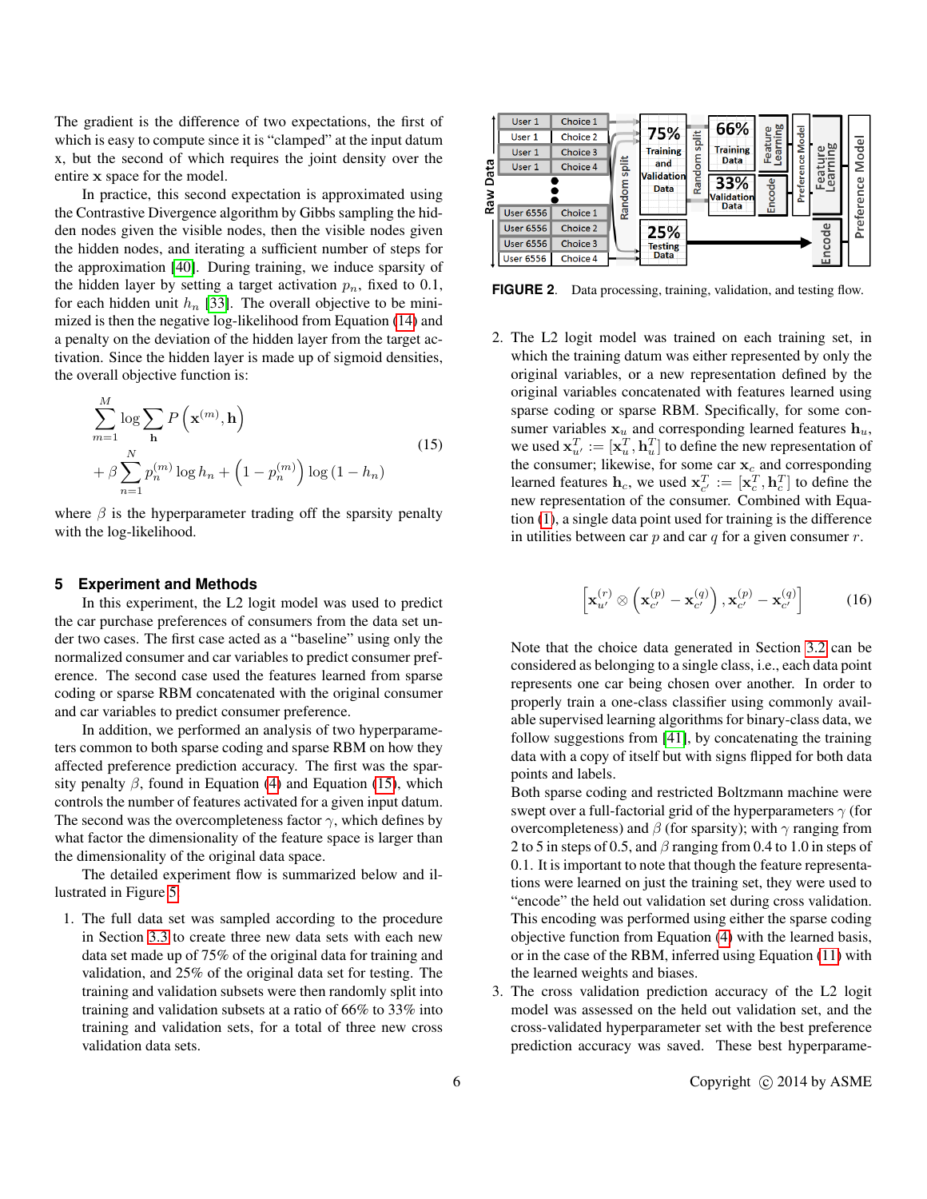The gradient is the difference of two expectations, the first of which is easy to compute since it is "clamped" at the input datum x, but the second of which requires the joint density over the entire $\mathbf{x}$ space for the model.

In practice, this second expectation is approximated using the Contrastive Divergence algorithm by Gibbs sampling the hidden nodes given the visible nodes, then the visible nodes given the hidden nodes, and iterating a sufficient number of steps for the approximation [40]. During training, we induce sparsity of the hidden layer by setting a target activation $p_n$, fixed to 0.1, for each hidden unit $h_n$ [33]. The overall objective to be minimized is then the negative log-likelihood from Equation (14) and a penalty on the deviation of the hidden layer from the target activation. Since the hidden layer is made up of sigmoid densities, the overall objective function is:

$$\sum_{m=1}^{M} \log \sum_{\mathbf{h}} P\left(\mathbf{x}^{(m)}, \mathbf{h}\right) + \beta \sum_{n=1}^{N} p_n^{(m)} \log h_n + \left(1 - p_n^{(m)}\right) \log\left(1 - h_n\right) \tag{15}$$

where $\beta$ is the hyperparameter trading off the sparsity penalty with the log-likelihood.

## 5 Experiment and Methods

In this experiment, the L2 logit model was used to predict the car purchase preferences of consumers from the data set under two cases. The first case acted as a "baseline" using only the normalized consumer and car variables to predict consumer preference. The second case used the features learned from sparse coding or sparse RBM concatenated with the original consumer and car variables to predict consumer preference.

In addition, we performed an analysis of two hyperparameters common to both sparse coding and sparse RBM on how they affected preference prediction accuracy. The first was the sparsity penalty $\beta$, found in Equation (4) and Equation (15), which controls the number of features activated for a given input datum. The second was the overcompleteness factor $\gamma$, which defines by what factor the dimensionality of the feature space is larger than the dimensionality of the original data space.

The detailed experiment flow is summarized below and illustrated in Figure 5.

1. The full data set was sampled according to the procedure in Section 3.3 to create three new data sets with each new data set made up of 75% of the original data for training and validation, and 25% of the original data set for testing. The training and validation subsets were then randomly split into training and validation subsets at a ratio of 66% to 33% into training and validation sets, for a total of three new cross validation data sets.

2. The L2 logit model was trained on each training set, in which the training datum was either represented by only the original variables, or a new representation defined by the original variables concatenated with features learned using sparse coding or sparse RBM. Specifically, for some consumer variables $\mathbf{x}_u$ and corresponding learned features $\mathbf{h}_u$, we used $\mathbf{x}_{u'}^T := [\mathbf{x}_u^T, \mathbf{h}_u^T]$ to define the new representation of the consumer; likewise, for some car $\mathbf{x}_c$ and corresponding learned features $\mathbf{h}_c$, we used $\mathbf{x}_{c'}^T := [\mathbf{x}_c^T, \mathbf{h}_c^T]$ to define the new representation of the consumer. Combined with Equation (1), a single data point used for training is the difference in utilities between car $p$ and car $q$ for a given consumer $r$.

$$\left[\mathbf{x}_{u'}^{(r)} \otimes \left(\mathbf{x}_{c'}^{(p)} - \mathbf{x}_{c'}^{(q)}\right), \mathbf{x}_{c'}^{(p)} - \mathbf{x}_{c'}^{(q)}\right] \tag{16}$$

   Note that the choice data generated in Section 3.2 can be considered as belonging to a single class, i.e., each data point represents one car being chosen over another. In order to properly train a one-class classifier using commonly available supervised learning algorithms for binary-class data, we follow suggestions from [41], by concatenating the training data with a copy of itself but with signs flipped for both data points and labels.
   
   Both sparse coding and restricted Boltzmann machine were swept over a full-factorial grid of the hyperparameters $\gamma$ (for overcompleteness) and $\beta$ (for sparsity); with $\gamma$ ranging from 2 to 5 in steps of 0.5, and $\beta$ ranging from 0.4 to 1.0 in steps of 0.1. It is important to note that though the feature representations were learned on just the training set, they were used to "encode" the held out validation set during cross validation. This encoding was performed using either the sparse coding objective function from Equation (4) with the learned basis, or in the case of the RBM, inferred using Equation (11) with the learned weights and biases.

3. The cross validation prediction accuracy of the L2 logit model was assessed on the held out validation set, and the cross-validated hyperparameter set with the best preference prediction accuracy was saved. These best hyperparame-

| Raw Data | |
|---|---|
| User 1 | Choice 1 |
| User 1 | Choice 2 |
| User 1 | Choice 3 |
| User 1 | Choice 4 |
| ⋮ | |
| User 6556 | Choice 1 |
| User 6556 | Choice 2 |
| User 6556 | Choice 3 |
| User 6556 | Choice 4 |

Random split → 75% Training and Validation Data → Random split → 66% Training Data / 33% Validation Data → Feature Learning → Encode → Preference Model; 25% Testing Data → Encode → Feature Learning → Preference Model

**FIGURE 2.** Data processing, training, validation, and testing flow.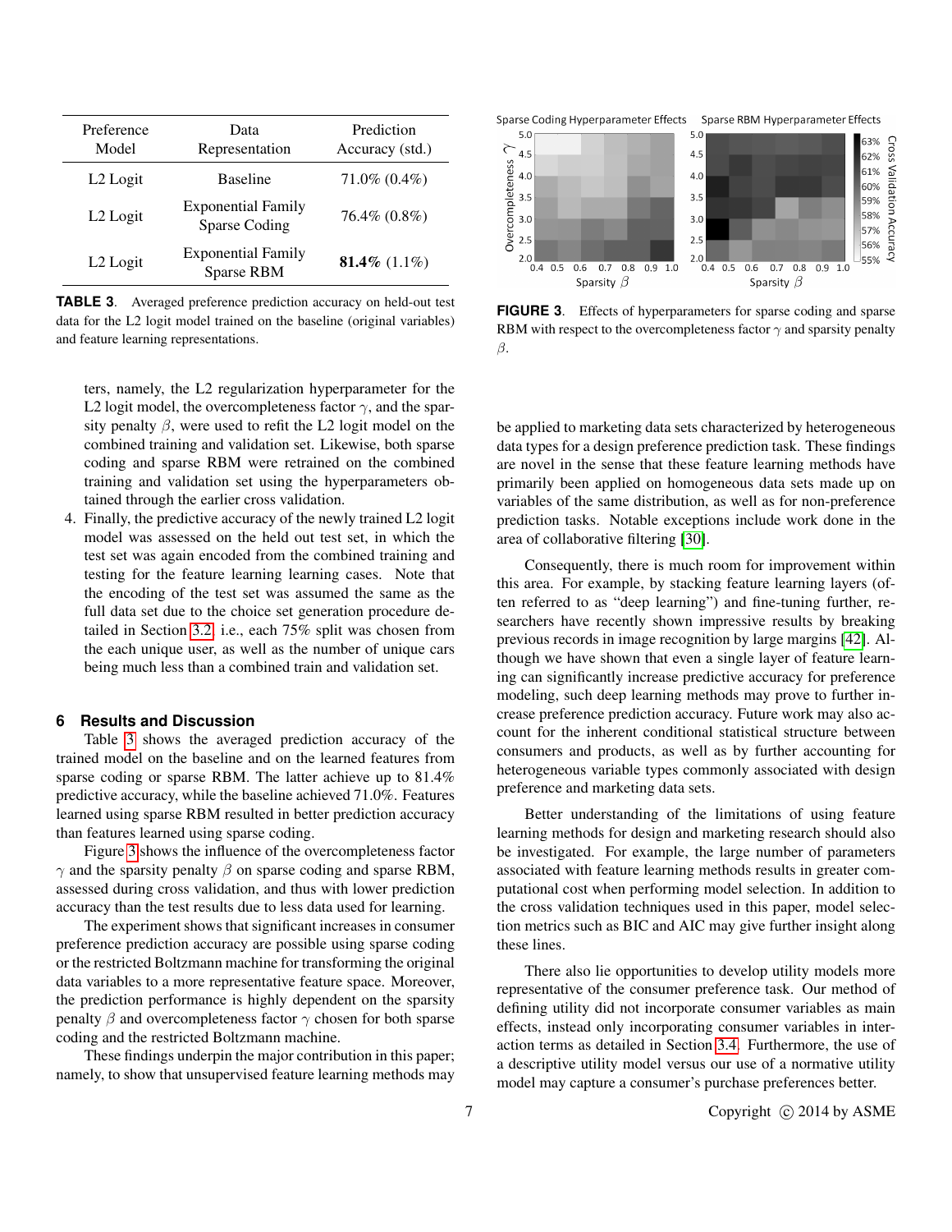| Preference Model | Data Representation | Prediction Accuracy (std.) |
|---|---|---|
| L2 Logit | Baseline | 71.0% (0.4%) |
| L2 Logit | Exponential Family Sparse Coding | 76.4% (0.8%) |
| L2 Logit | Exponential Family Sparse RBM | **81.4%** (1.1%) |

**TABLE 3**. Averaged preference prediction accuracy on held-out test data for the L2 logit model trained on the baseline (original variables) and feature learning representations.

ters, namely, the L2 regularization hyperparameter for the L2 logit model, the overcompleteness factor $\gamma$, and the sparsity penalty $\beta$, were used to refit the L2 logit model on the combined training and validation set. Likewise, both sparse coding and sparse RBM were retrained on the combined training and validation set using the hyperparameters obtained through the earlier cross validation.

4. Finally, the predictive accuracy of the newly trained L2 logit model was assessed on the held out test set, in which the test set was again encoded from the combined training and testing for the feature learning learning cases. Note that the encoding of the test set was assumed the same as the full data set due to the choice set generation procedure detailed in Section 3.2, i.e., each 75% split was chosen from the each unique user, as well as the number of unique cars being much less than a combined train and validation set.

## 6 Results and Discussion

Table 3 shows the averaged prediction accuracy of the trained model on the baseline and on the learned features from sparse coding or sparse RBM. The latter achieve up to 81.4% predictive accuracy, while the baseline achieved 71.0%. Features learned using sparse RBM resulted in better prediction accuracy than features learned using sparse coding.

Figure 3 shows the influence of the overcompleteness factor $\gamma$ and the sparsity penalty $\beta$ on sparse coding and sparse RBM, assessed during cross validation, and thus with lower prediction accuracy than the test results due to less data used for learning.

The experiment shows that significant increases in consumer preference prediction accuracy are possible using sparse coding or the restricted Boltzmann machine for transforming the original data variables to a more representative feature space. Moreover, the prediction performance is highly dependent on the sparsity penalty $\beta$ and overcompleteness factor $\gamma$ chosen for both sparse coding and the restricted Boltzmann machine.

These findings underpin the major contribution in this paper; namely, to show that unsupervised feature learning methods may

**FIGURE 3**. Effects of hyperparameters for sparse coding and sparse RBM with respect to the overcompleteness factor $\gamma$ and sparsity penalty $\beta$.

be applied to marketing data sets characterized by heterogeneous data types for a design preference prediction task. These findings are novel in the sense that these feature learning methods have primarily been applied on homogeneous data sets made up on variables of the same distribution, as well as for non-preference prediction tasks. Notable exceptions include work done in the area of collaborative filtering [30].

Consequently, there is much room for improvement within this area. For example, by stacking feature learning layers (often referred to as "deep learning") and fine-tuning further, researchers have recently shown impressive results by breaking previous records in image recognition by large margins [42]. Although we have shown that even a single layer of feature learning can significantly increase predictive accuracy for preference modeling, such deep learning methods may prove to further increase preference prediction accuracy. Future work may also account for the inherent conditional statistical structure between consumers and products, as well as by further accounting for heterogeneous variable types commonly associated with design preference and marketing data sets.

Better understanding of the limitations of using feature learning methods for design and marketing research should also be investigated. For example, the large number of parameters associated with feature learning methods results in greater computational cost when performing model selection. In addition to the cross validation techniques used in this paper, model selection metrics such as BIC and AIC may give further insight along these lines.

There also lie opportunities to develop utility models more representative of the consumer preference task. Our method of defining utility did not incorporate consumer variables as main effects, instead only incorporating consumer variables in interaction terms as detailed in Section 3.4. Furthermore, the use of a descriptive utility model versus our use of a normative utility model may capture a consumer's purchase preferences better.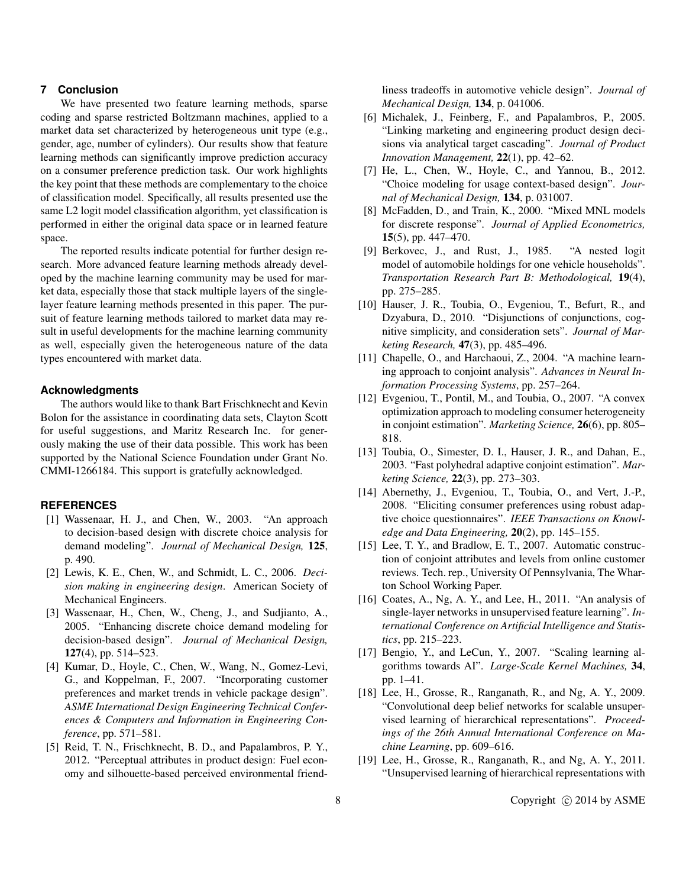## 7 Conclusion

We have presented two feature learning methods, sparse coding and sparse restricted Boltzmann machines, applied to a market data set characterized by heterogeneous unit type (e.g., gender, age, number of cylinders). Our results show that feature learning methods can significantly improve prediction accuracy on a consumer preference prediction task. Our work highlights the key point that these methods are complementary to the choice of classification model. Specifically, all results presented use the same L2 logit model classification algorithm, yet classification is performed in either the original data space or in learned feature space.

The reported results indicate potential for further design research. More advanced feature learning methods already developed by the machine learning community may be used for market data, especially those that stack multiple layers of the single-layer feature learning methods presented in this paper. The pursuit of feature learning methods tailored to market data may result in useful developments for the machine learning community as well, especially given the heterogeneous nature of the data types encountered with market data.

## Acknowledgments

The authors would like to thank Bart Frischknecht and Kevin Bolon for the assistance in coordinating data sets, Clayton Scott for useful suggestions, and Maritz Research Inc. for generously making the use of their data possible. This work has been supported by the National Science Foundation under Grant No. CMMI-1266184. This support is gratefully acknowledged.

## REFERENCES

[1] Wassenaar, H. J., and Chen, W., 2003. "An approach to decision-based design with discrete choice analysis for demand modeling". *Journal of Mechanical Design,* **125**, p. 490.

[2] Lewis, K. E., Chen, W., and Schmidt, L. C., 2006. *Decision making in engineering design*. American Society of Mechanical Engineers.

[3] Wassenaar, H., Chen, W., Cheng, J., and Sudjianto, A., 2005. "Enhancing discrete choice demand modeling for decision-based design". *Journal of Mechanical Design,* **127**(4), pp. 514–523.

[4] Kumar, D., Hoyle, C., Chen, W., Wang, N., Gomez-Levi, G., and Koppelman, F., 2007. "Incorporating customer preferences and market trends in vehicle package design". *ASME International Design Engineering Technical Conferences & Computers and Information in Engineering Conference*, pp. 571–581.

[5] Reid, T. N., Frischknecht, B. D., and Papalambros, P. Y., 2012. "Perceptual attributes in product design: Fuel economy and silhouette-based perceived environmental friendliness tradeoffs in automotive vehicle design". *Journal of Mechanical Design,* **134**, p. 041006.

[6] Michalek, J., Feinberg, F., and Papalambros, P., 2005. "Linking marketing and engineering product design decisions via analytical target cascading". *Journal of Product Innovation Management,* **22**(1), pp. 42–62.

[7] He, L., Chen, W., Hoyle, C., and Yannou, B., 2012. "Choice modeling for usage context-based design". *Journal of Mechanical Design,* **134**, p. 031007.

[8] McFadden, D., and Train, K., 2000. "Mixed MNL models for discrete response". *Journal of Applied Econometrics,* **15**(5), pp. 447–470.

[9] Berkovec, J., and Rust, J., 1985. "A nested logit model of automobile holdings for one vehicle households". *Transportation Research Part B: Methodological,* **19**(4), pp. 275–285.

[10] Hauser, J. R., Toubia, O., Evgeniou, T., Befurt, R., and Dzyabura, D., 2010. "Disjunctions of conjunctions, cognitive simplicity, and consideration sets". *Journal of Marketing Research,* **47**(3), pp. 485–496.

[11] Chapelle, O., and Harchaoui, Z., 2004. "A machine learning approach to conjoint analysis". *Advances in Neural Information Processing Systems*, pp. 257–264.

[12] Evgeniou, T., Pontil, M., and Toubia, O., 2007. "A convex optimization approach to modeling consumer heterogeneity in conjoint estimation". *Marketing Science,* **26**(6), pp. 805–818.

[13] Toubia, O., Simester, D. I., Hauser, J. R., and Dahan, E., 2003. "Fast polyhedral adaptive conjoint estimation". *Marketing Science,* **22**(3), pp. 273–303.

[14] Abernethy, J., Evgeniou, T., Toubia, O., and Vert, J.-P., 2008. "Eliciting consumer preferences using robust adaptive choice questionnaires". *IEEE Transactions on Knowledge and Data Engineering,* **20**(2), pp. 145–155.

[15] Lee, T. Y., and Bradlow, E. T., 2007. Automatic construction of conjoint attributes and levels from online customer reviews. Tech. rep., University Of Pennsylvania, The Wharton School Working Paper.

[16] Coates, A., Ng, A. Y., and Lee, H., 2011. "An analysis of single-layer networks in unsupervised feature learning". *International Conference on Artificial Intelligence and Statistics*, pp. 215–223.

[17] Bengio, Y., and LeCun, Y., 2007. "Scaling learning algorithms towards AI". *Large-Scale Kernel Machines,* **34**, pp. 1–41.

[18] Lee, H., Grosse, R., Ranganath, R., and Ng, A. Y., 2009. "Convolutional deep belief networks for scalable unsupervised learning of hierarchical representations". *Proceedings of the 26th Annual International Conference on Machine Learning*, pp. 609–616.

[19] Lee, H., Grosse, R., Ranganath, R., and Ng, A. Y., 2011. "Unsupervised learning of hierarchical representations with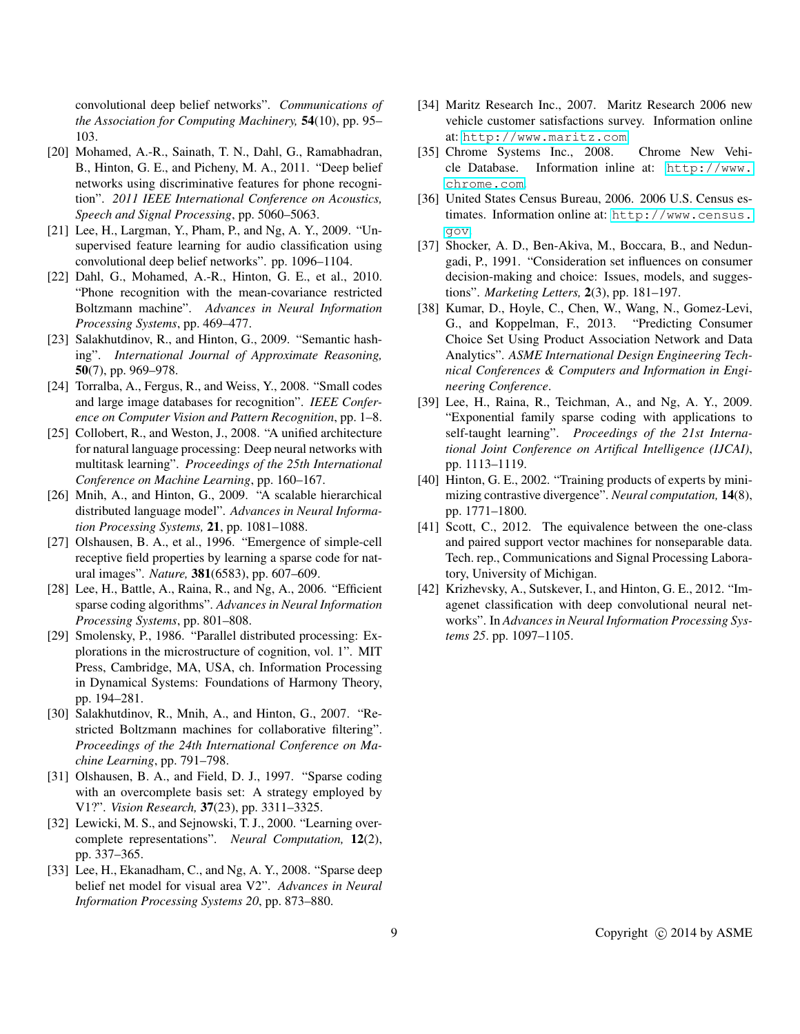convolutional deep belief networks". *Communications of the Association for Computing Machinery,* **54**(10), pp. 95–103.

[20] Mohamed, A.-R., Sainath, T. N., Dahl, G., Ramabhadran, B., Hinton, G. E., and Picheny, M. A., 2011. "Deep belief networks using discriminative features for phone recognition". *2011 IEEE International Conference on Acoustics, Speech and Signal Processing*, pp. 5060–5063.

[21] Lee, H., Largman, Y., Pham, P., and Ng, A. Y., 2009. "Unsupervised feature learning for audio classification using convolutional deep belief networks". pp. 1096–1104.

[22] Dahl, G., Mohamed, A.-R., Hinton, G. E., et al., 2010. "Phone recognition with the mean-covariance restricted Boltzmann machine". *Advances in Neural Information Processing Systems*, pp. 469–477.

[23] Salakhutdinov, R., and Hinton, G., 2009. "Semantic hashing". *International Journal of Approximate Reasoning,* **50**(7), pp. 969–978.

[24] Torralba, A., Fergus, R., and Weiss, Y., 2008. "Small codes and large image databases for recognition". *IEEE Conference on Computer Vision and Pattern Recognition*, pp. 1–8.

[25] Collobert, R., and Weston, J., 2008. "A unified architecture for natural language processing: Deep neural networks with multitask learning". *Proceedings of the 25th International Conference on Machine Learning*, pp. 160–167.

[26] Mnih, A., and Hinton, G., 2009. "A scalable hierarchical distributed language model". *Advances in Neural Information Processing Systems,* **21**, pp. 1081–1088.

[27] Olshausen, B. A., et al., 1996. "Emergence of simple-cell receptive field properties by learning a sparse code for natural images". *Nature,* **381**(6583), pp. 607–609.

[28] Lee, H., Battle, A., Raina, R., and Ng, A., 2006. "Efficient sparse coding algorithms". *Advances in Neural Information Processing Systems*, pp. 801–808.

[29] Smolensky, P., 1986. "Parallel distributed processing: Explorations in the microstructure of cognition, vol. 1". MIT Press, Cambridge, MA, USA, ch. Information Processing in Dynamical Systems: Foundations of Harmony Theory, pp. 194–281.

[30] Salakhutdinov, R., Mnih, A., and Hinton, G., 2007. "Restricted Boltzmann machines for collaborative filtering". *Proceedings of the 24th International Conference on Machine Learning*, pp. 791–798.

[31] Olshausen, B. A., and Field, D. J., 1997. "Sparse coding with an overcomplete basis set: A strategy employed by V1?". *Vision Research,* **37**(23), pp. 3311–3325.

[32] Lewicki, M. S., and Sejnowski, T. J., 2000. "Learning overcomplete representations". *Neural Computation,* **12**(2), pp. 337–365.

[33] Lee, H., Ekanadham, C., and Ng, A. Y., 2008. "Sparse deep belief net model for visual area V2". *Advances in Neural Information Processing Systems 20*, pp. 873–880.

[34] Maritz Research Inc., 2007. Maritz Research 2006 new vehicle customer satisfactions survey. Information online at: http://www.maritz.com.

[35] Chrome Systems Inc., 2008. Chrome New Vehicle Database. Information inline at: http://www.chrome.com.

[36] United States Census Bureau, 2006. 2006 U.S. Census estimates. Information online at: http://www.census.gov.

[37] Shocker, A. D., Ben-Akiva, M., Boccara, B., and Nedungadi, P., 1991. "Consideration set influences on consumer decision-making and choice: Issues, models, and suggestions". *Marketing Letters,* **2**(3), pp. 181–197.

[38] Kumar, D., Hoyle, C., Chen, W., Wang, N., Gomez-Levi, G., and Koppelman, F., 2013. "Predicting Consumer Choice Set Using Product Association Network and Data Analytics". *ASME International Design Engineering Technical Conferences & Computers and Information in Engineering Conference*.

[39] Lee, H., Raina, R., Teichman, A., and Ng, A. Y., 2009. "Exponential family sparse coding with applications to self-taught learning". *Proceedings of the 21st International Joint Conference on Artifical Intelligence (IJCAI)*, pp. 1113–1119.

[40] Hinton, G. E., 2002. "Training products of experts by minimizing contrastive divergence". *Neural computation,* **14**(8), pp. 1771–1800.

[41] Scott, C., 2012. The equivalence between the one-class and paired support vector machines for nonseparable data. Tech. rep., Communications and Signal Processing Laboratory, University of Michigan.

[42] Krizhevsky, A., Sutskever, I., and Hinton, G. E., 2012. "Imagenet classification with deep convolutional neural networks". In *Advances in Neural Information Processing Systems 25*. pp. 1097–1105.